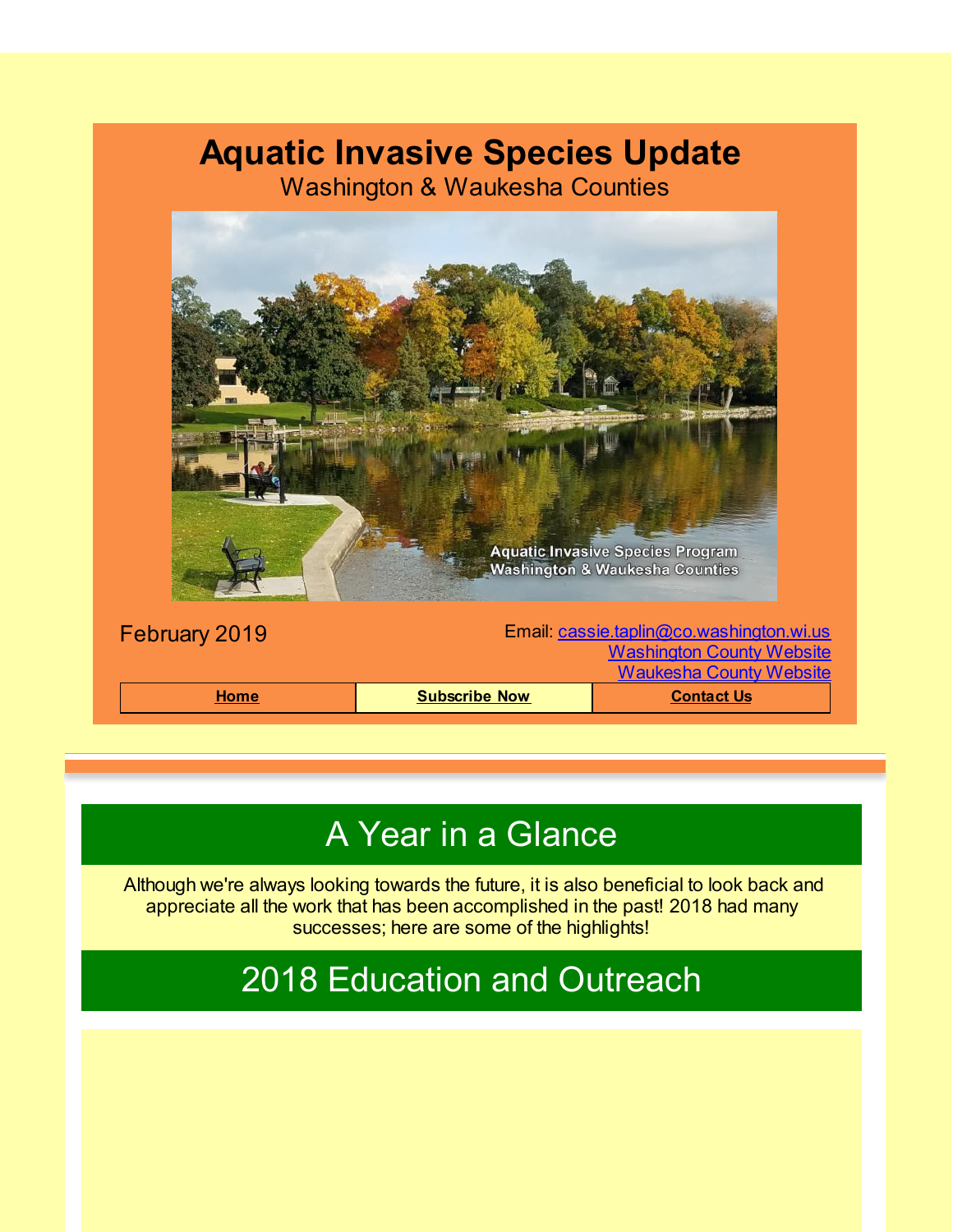# Aquatic Invasive Species Update

Washington & Waukesha Counties

February 2019

Email: cassie.taplin@co.washington.wi.us
Washington County Website
Waukesha County Website

| Home | Subscribe Now | Contact Us |
|---|---|---|

## A Year in a Glance

Although we're always looking towards the future, it is also beneficial to look back and appreciate all the work that has been accomplished in the past! 2018 had many successes; here are some of the highlights!

## 2018 Education and Outreach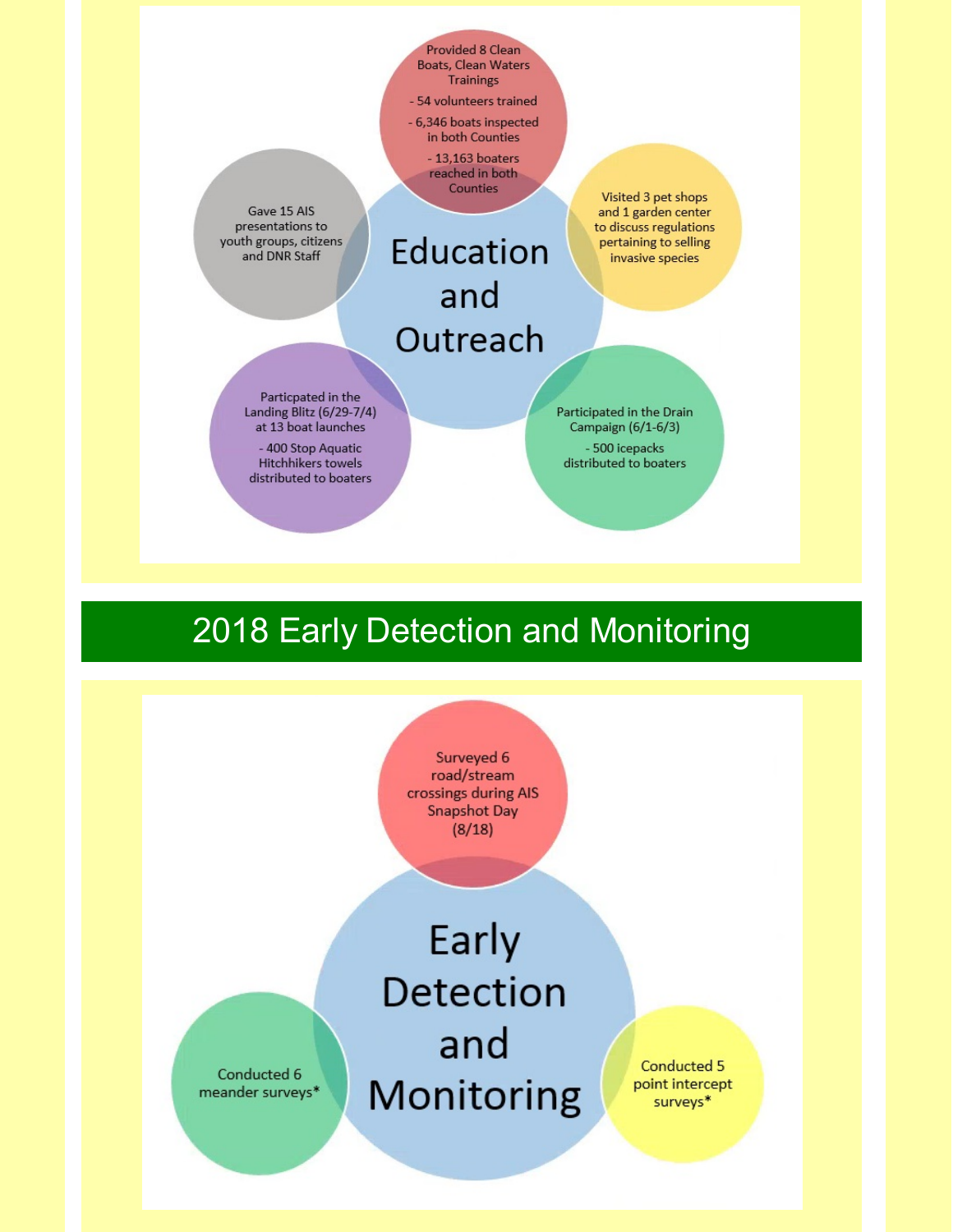## Education and Outreach

- Provided 8 Clean Boats, Clean Waters Trainings
  - 54 volunteers trained
  - 6,346 boats inspected in both Counties
  - 13,163 boaters reached in both Counties
- Visited 3 pet shops and 1 garden center to discuss regulations pertaining to selling invasive species
- Participated in the Drain Campaign (6/1-6/3)
  - 500 icepacks distributed to boaters
- Particpated in the Landing Blitz (6/29-7/4) at 13 boat launches
  - 400 Stop Aquatic Hitchhikers towels distributed to boaters
- Gave 15 AIS presentations to youth groups, citizens and DNR Staff

## 2018 Early Detection and Monitoring

### Early Detection and Monitoring

- Surveyed 6 road/stream crossings during AIS Snapshot Day (8/18)
- Conducted 5 point intercept surveys*
- Conducted 6 meander surveys*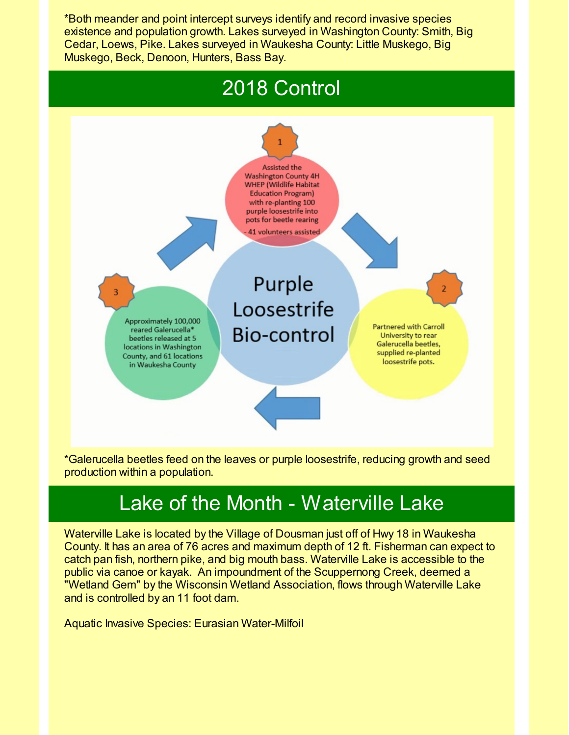*Both meander and point intercept surveys identify and record invasive species existence and population growth. Lakes surveyed in Washington County: Smith, Big Cedar, Loews, Pike. Lakes surveyed in Waukesha County: Little Muskego, Big Muskego, Beck, Denoon, Hunters, Bass Bay.

## 2018 Control

**Purple Loosestrife Bio-control**

1. Assisted the Washington County 4H WHEP (Wildlife Habitat Education Program) with re-planting 100 purple loosestrife into pots for beetle rearing - 41 volunteers assisted
2. Partnered with Carroll University to rear Galerucella beetles, supplied re-planted loosestrife pots.
3. Approximately 100,000 reared Galerucella* beetles released at 5 locations in Washington County, and 61 locations in Waukesha County

*Galerucella beetles feed on the leaves or purple loosestrife, reducing growth and seed production within a population.

## Lake of the Month - Waterville Lake

Waterville Lake is located by the Village of Dousman just off of Hwy 18 in Waukesha County. It has an area of 76 acres and maximum depth of 12 ft. Fisherman can expect to catch pan fish, northern pike, and big mouth bass. Waterville Lake is accessible to the public via canoe or kayak. An impoundment of the Scuppernong Creek, deemed a "Wetland Gem" by the Wisconsin Wetland Association, flows through Waterville Lake and is controlled by an 11 foot dam.

Aquatic Invasive Species: Eurasian Water-Milfoil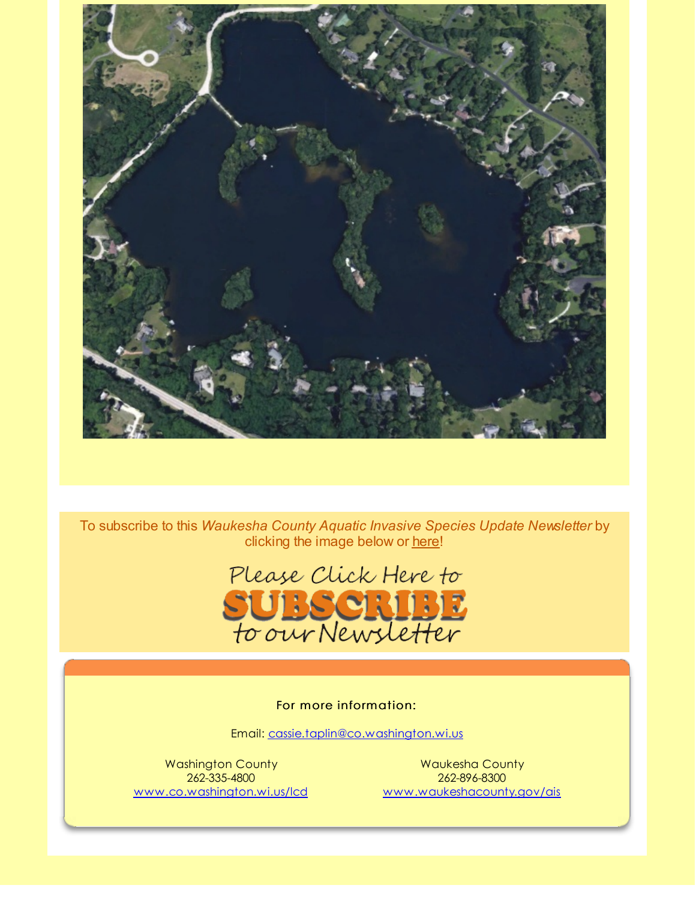To subscribe to this *Waukesha County Aquatic Invasive Species Update Newsletter* by clicking the image below or here!

Please Click Here to SUBSCRIBE to our Newsletter

For more information:

Email: cassie.taplin@co.washington.wi.us

Washington County
262-335-4800
www.co.washington.wi.us/lcd

Waukesha County
262-896-8300
www.waukeshacounty.gov/ais